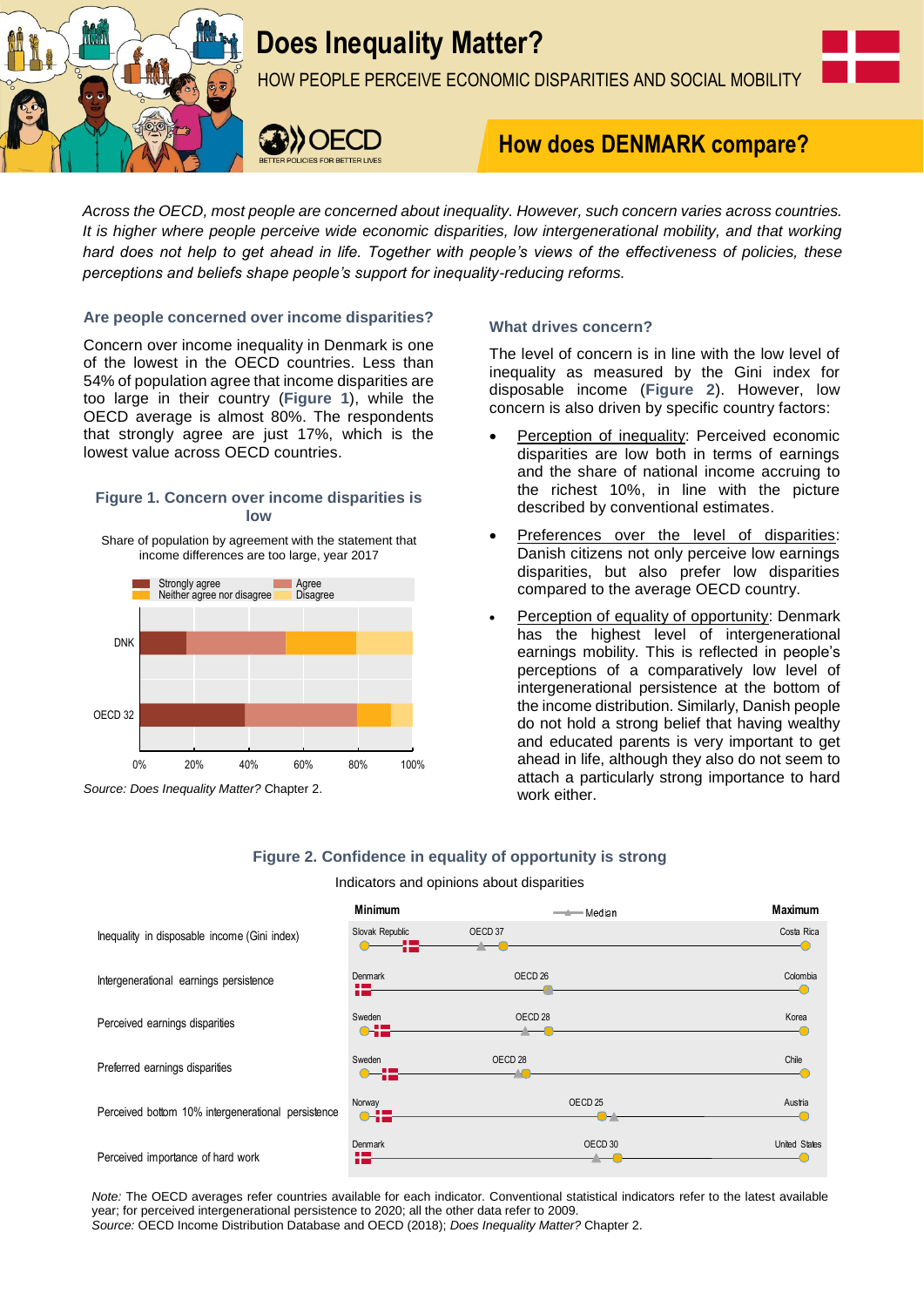# Does Inequality Matter?

HOW PEOPLE PERCEIVE ECONOMIC DISPARITIES AND SOCIAL MOBILITY

## How does DENMARK compare?

*Across the OECD, most people are concerned about inequality. However, such concern varies across countries. It is higher where people perceive wide economic disparities, low intergenerational mobility, and that working hard does not help to get ahead in life. Together with people's views of the effectiveness of policies, these perceptions and beliefs shape people's support for inequality-reducing reforms.*

### Are people concerned over income disparities?

Concern over income inequality in Denmark is one of the lowest in the OECD countries. Less than 54% of population agree that income disparities are too large in their country (**Figure 1**), while the OECD average is almost 80%. The respondents that strongly agree are just 17%, which is the lowest value across OECD countries.

**Figure 1. Concern over income disparities is low**

Share of population by agreement with the statement that income differences are too large, year 2017

*Source: Does Inequality Matter?* Chapter 2.

### What drives concern?

The level of concern is in line with the low level of inequality as measured by the Gini index for disposable income (**Figure 2**). However, low concern is also driven by specific country factors:

- Perception of inequality: Perceived economic disparities are low both in terms of earnings and the share of national income accruing to the richest 10%, in line with the picture described by conventional estimates.
- Preferences over the level of disparities: Danish citizens not only perceive low earnings disparities, but also prefer low disparities compared to the average OECD country.
- Perception of equality of opportunity: Denmark has the highest level of intergenerational earnings mobility. This is reflected in people's perceptions of a comparatively low level of intergenerational persistence at the bottom of the income distribution. Similarly, Danish people do not hold a strong belief that having wealthy and educated parents is very important to get ahead in life, although they also do not seem to attach a particularly strong importance to hard work either.

**Figure 2. Confidence in equality of opportunity is strong**

Indicators and opinions about disparities

| Indicator | Minimum | OECD | Maximum |
|---|---|---|---|
| Inequality in disposable income (Gini index) | Slovak Republic | OECD 37 | Costa Rica |
| Intergenerational earnings persistence | Denmark | OECD 26 | Colombia |
| Perceived earnings disparities | Sweden | OECD 28 | Korea |
| Preferred earnings disparities | Sweden | OECD 28 | Chile |
| Perceived bottom 10% intergenerational persistence | Norway | OECD 25 | Austria |
| Perceived importance of hard work | Denmark | OECD 30 | United States |

*Note:* The OECD averages refer countries available for each indicator. Conventional statistical indicators refer to the latest available year; for perceived intergenerational persistence to 2020; all the other data refer to 2009.
*Source:* OECD Income Distribution Database and OECD (2018); *Does Inequality Matter?* Chapter 2.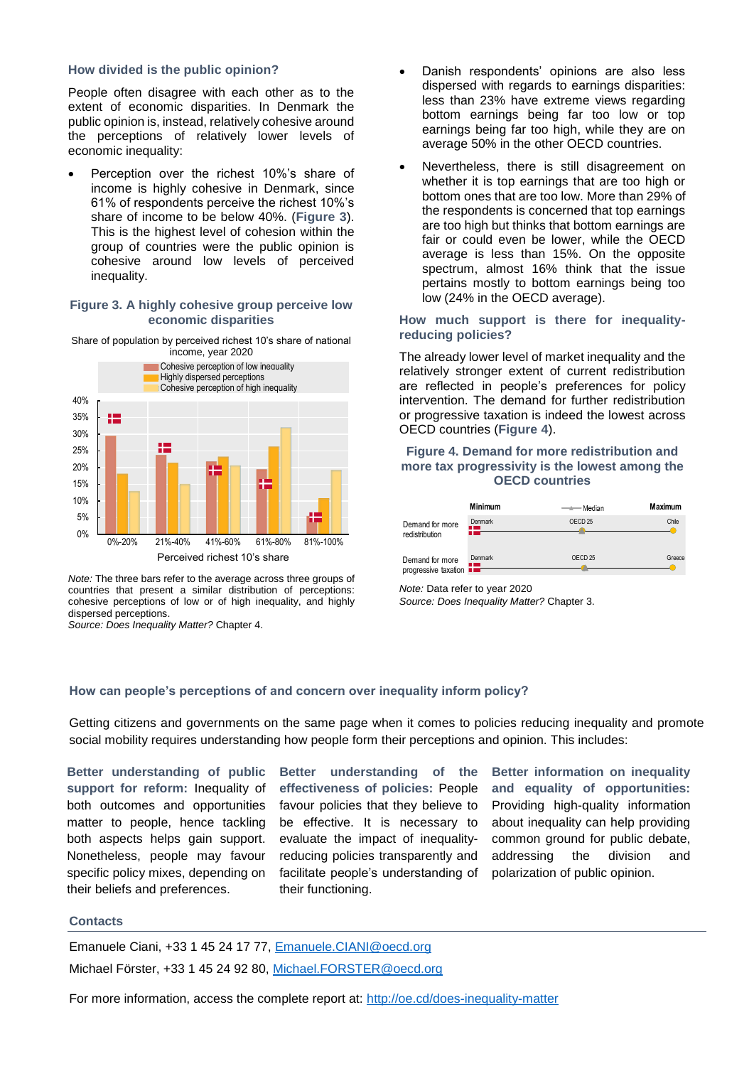### How divided is the public opinion?

People often disagree with each other as to the extent of economic disparities. In Denmark the public opinion is, instead, relatively cohesive around the perceptions of relatively lower levels of economic inequality:

- Perception over the richest 10%'s share of income is highly cohesive in Denmark, since 61% of respondents perceive the richest 10%'s share of income to be below 40%. (**Figure 3**). This is the highest level of cohesion within the group of countries were the public opinion is cohesive around low levels of perceived inequality.

**Figure 3. A highly cohesive group perceive low economic disparities**

Share of population by perceived richest 10's share of national income, year 2020

Cohesive perception of low inequality
Highly dispersed perceptions
Cohesive perception of high inequality

40%
35%
30%
25%
20%
15%
10%
5%
0%

0%-20%
21%-40%
41%-60%
61%-80%
81%-100%

Perceived richest 10's share

*Note:* The three bars refer to the average across three groups of countries that present a similar distribution of perceptions: cohesive perceptions of low or of high inequality, and highly dispersed perceptions.
*Source: Does Inequality Matter?* Chapter 4.

- Danish respondents' opinions are also less dispersed with regards to earnings disparities: less than 23% have extreme views regarding bottom earnings being far too low or top earnings being far too high, while they are on average 50% in the other OECD countries.
- Nevertheless, there is still disagreement on whether it is top earnings that are too high or bottom ones that are too low. More than 29% of the respondents is concerned that top earnings are too high but thinks that bottom earnings are fair or could even be lower, while the OECD average is less than 15%. On the opposite spectrum, almost 16% think that the issue pertains mostly to bottom earnings being too low (24% in the OECD average).

### How much support is there for inequality-reducing policies?

The already lower level of market inequality and the relatively stronger extent of current redistribution are reflected in people's preferences for policy intervention. The demand for further redistribution or progressive taxation is indeed the lowest across OECD countries (**Figure 4**).

**Figure 4. Demand for more redistribution and more tax progressivity is the lowest among the OECD countries**

Minimum
Median
Maximum

Demand for more redistribution
Denmark
OECD 25
Chile

Demand for more progressive taxation
Denmark
OECD 25
Greece

*Note:* Data refer to year 2020
*Source: Does Inequality Matter?* Chapter 3.

### How can people's perceptions of and concern over inequality inform policy?

Getting citizens and governments on the same page when it comes to policies reducing inequality and promote social mobility requires understanding how people form their perceptions and opinion. This includes:

**Better understanding of public support for reform:** Inequality of both outcomes and opportunities matter to people, hence tackling both aspects helps gain support. Nonetheless, people may favour specific policy mixes, depending on their beliefs and preferences.

**Better understanding of the effectiveness of policies:** People favour policies that they believe to be effective. It is necessary to evaluate the impact of inequality-reducing policies transparently and facilitate people's understanding of their functioning.

**Better information on inequality and equality of opportunities:** Providing high-quality information about inequality can help providing common ground for public debate, addressing the division and polarization of public opinion.

### Contacts

Emanuele Ciani, +33 1 45 24 17 77, Emanuele.CIANI@oecd.org

Michael Förster, +33 1 45 24 92 80, Michael.FORSTER@oecd.org

For more information, access the complete report at: http://oe.cd/does-inequality-matter